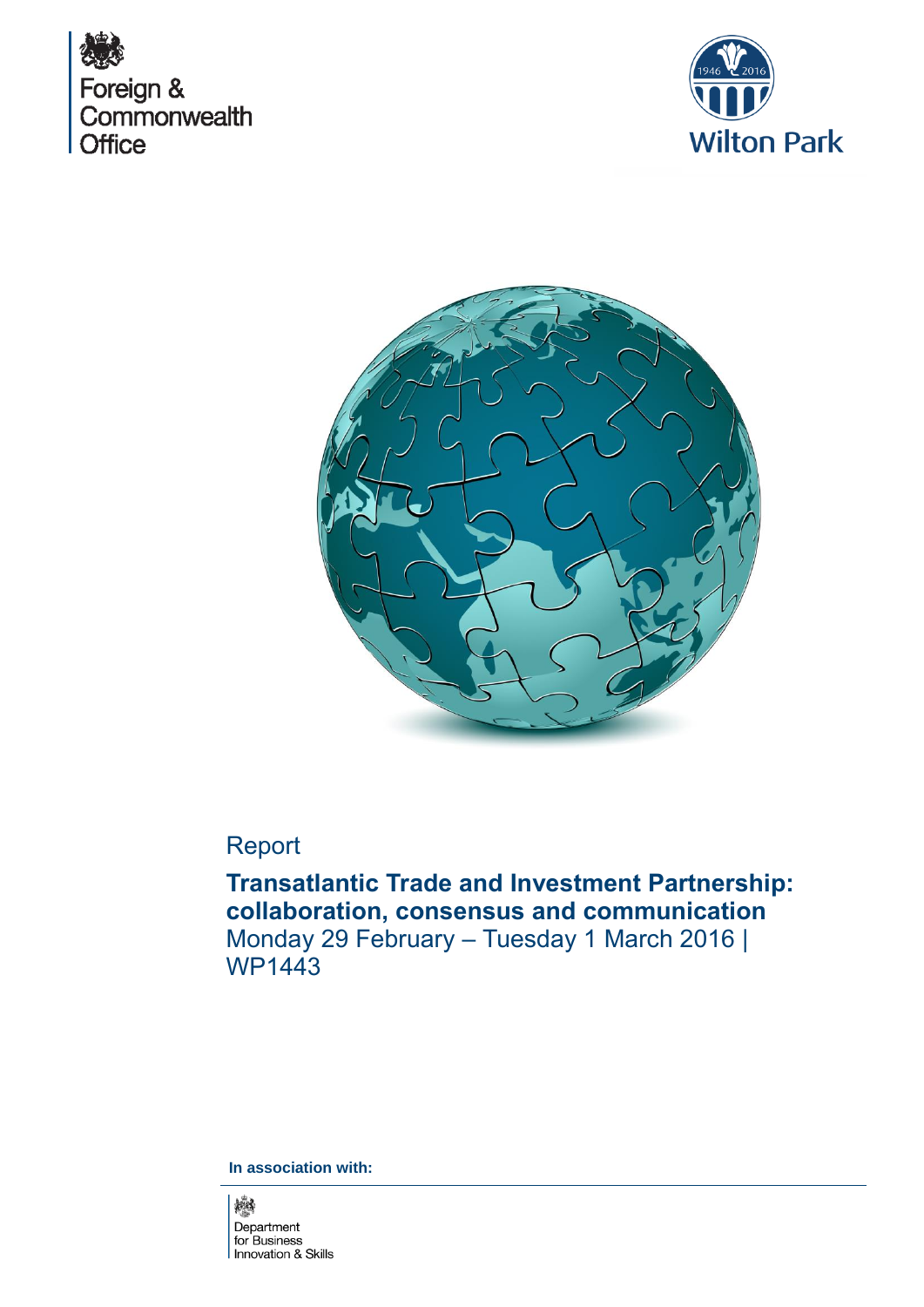Foreign & Commonwealth Office

Wilton Park

Report

# Transatlantic Trade and Investment Partnership: collaboration, consensus and communication

Monday 29 February – Tuesday 1 March 2016 | WP1443

**In association with:**

Department for Business Innovation & Skills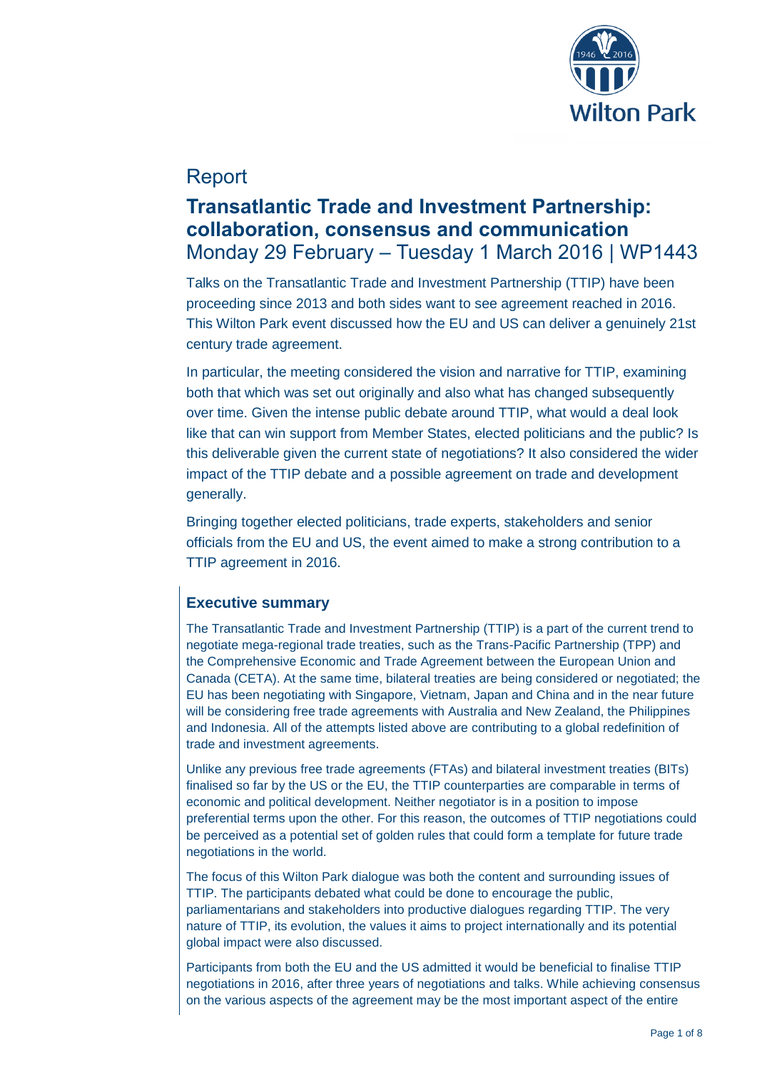Report

# Transatlantic Trade and Investment Partnership: collaboration, consensus and communication

Monday 29 February – Tuesday 1 March 2016 | WP1443

Talks on the Transatlantic Trade and Investment Partnership (TTIP) have been proceeding since 2013 and both sides want to see agreement reached in 2016. This Wilton Park event discussed how the EU and US can deliver a genuinely 21st century trade agreement.

In particular, the meeting considered the vision and narrative for TTIP, examining both that which was set out originally and also what has changed subsequently over time. Given the intense public debate around TTIP, what would a deal look like that can win support from Member States, elected politicians and the public? Is this deliverable given the current state of negotiations? It also considered the wider impact of the TTIP debate and a possible agreement on trade and development generally.

Bringing together elected politicians, trade experts, stakeholders and senior officials from the EU and US, the event aimed to make a strong contribution to a TTIP agreement in 2016.

## Executive summary

The Transatlantic Trade and Investment Partnership (TTIP) is a part of the current trend to negotiate mega-regional trade treaties, such as the Trans-Pacific Partnership (TPP) and the Comprehensive Economic and Trade Agreement between the European Union and Canada (CETA). At the same time, bilateral treaties are being considered or negotiated; the EU has been negotiating with Singapore, Vietnam, Japan and China and in the near future will be considering free trade agreements with Australia and New Zealand, the Philippines and Indonesia. All of the attempts listed above are contributing to a global redefinition of trade and investment agreements.

Unlike any previous free trade agreements (FTAs) and bilateral investment treaties (BITs) finalised so far by the US or the EU, the TTIP counterparties are comparable in terms of economic and political development. Neither negotiator is in a position to impose preferential terms upon the other. For this reason, the outcomes of TTIP negotiations could be perceived as a potential set of golden rules that could form a template for future trade negotiations in the world.

The focus of this Wilton Park dialogue was both the content and surrounding issues of TTIP. The participants debated what could be done to encourage the public, parliamentarians and stakeholders into productive dialogues regarding TTIP. The very nature of TTIP, its evolution, the values it aims to project internationally and its potential global impact were also discussed.

Participants from both the EU and the US admitted it would be beneficial to finalise TTIP negotiations in 2016, after three years of negotiations and talks. While achieving consensus on the various aspects of the agreement may be the most important aspect of the entire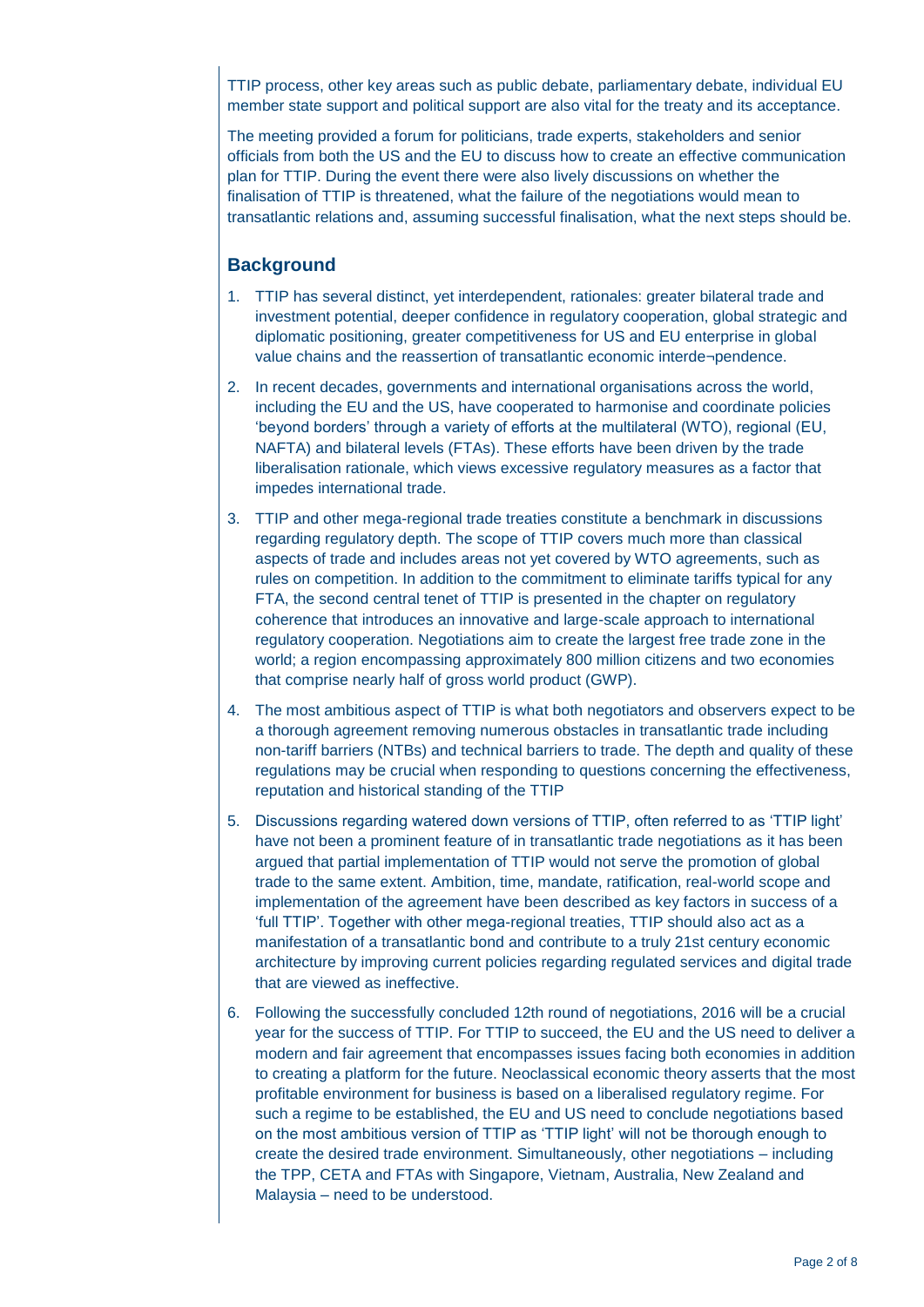TTIP process, other key areas such as public debate, parliamentary debate, individual EU member state support and political support are also vital for the treaty and its acceptance.

The meeting provided a forum for politicians, trade experts, stakeholders and senior officials from both the US and the EU to discuss how to create an effective communication plan for TTIP. During the event there were also lively discussions on whether the finalisation of TTIP is threatened, what the failure of the negotiations would mean to transatlantic relations and, assuming successful finalisation, what the next steps should be.

## Background

1. TTIP has several distinct, yet interdependent, rationales: greater bilateral trade and investment potential, deeper confidence in regulatory cooperation, global strategic and diplomatic positioning, greater competitiveness for US and EU enterprise in global value chains and the reassertion of transatlantic economic interde¬pendence.

2. In recent decades, governments and international organisations across the world, including the EU and the US, have cooperated to harmonise and coordinate policies 'beyond borders' through a variety of efforts at the multilateral (WTO), regional (EU, NAFTA) and bilateral levels (FTAs). These efforts have been driven by the trade liberalisation rationale, which views excessive regulatory measures as a factor that impedes international trade.

3. TTIP and other mega-regional trade treaties constitute a benchmark in discussions regarding regulatory depth. The scope of TTIP covers much more than classical aspects of trade and includes areas not yet covered by WTO agreements, such as rules on competition. In addition to the commitment to eliminate tariffs typical for any FTA, the second central tenet of TTIP is presented in the chapter on regulatory coherence that introduces an innovative and large-scale approach to international regulatory cooperation. Negotiations aim to create the largest free trade zone in the world; a region encompassing approximately 800 million citizens and two economies that comprise nearly half of gross world product (GWP).

4. The most ambitious aspect of TTIP is what both negotiators and observers expect to be a thorough agreement removing numerous obstacles in transatlantic trade including non-tariff barriers (NTBs) and technical barriers to trade. The depth and quality of these regulations may be crucial when responding to questions concerning the effectiveness, reputation and historical standing of the TTIP

5. Discussions regarding watered down versions of TTIP, often referred to as 'TTIP light' have not been a prominent feature of in transatlantic trade negotiations as it has been argued that partial implementation of TTIP would not serve the promotion of global trade to the same extent. Ambition, time, mandate, ratification, real-world scope and implementation of the agreement have been described as key factors in success of a 'full TTIP'. Together with other mega-regional treaties, TTIP should also act as a manifestation of a transatlantic bond and contribute to a truly 21st century economic architecture by improving current policies regarding regulated services and digital trade that are viewed as ineffective.

6. Following the successfully concluded 12th round of negotiations, 2016 will be a crucial year for the success of TTIP. For TTIP to succeed, the EU and the US need to deliver a modern and fair agreement that encompasses issues facing both economies in addition to creating a platform for the future. Neoclassical economic theory asserts that the most profitable environment for business is based on a liberalised regulatory regime. For such a regime to be established, the EU and US need to conclude negotiations based on the most ambitious version of TTIP as 'TTIP light' will not be thorough enough to create the desired trade environment. Simultaneously, other negotiations – including the TPP, CETA and FTAs with Singapore, Vietnam, Australia, New Zealand and Malaysia – need to be understood.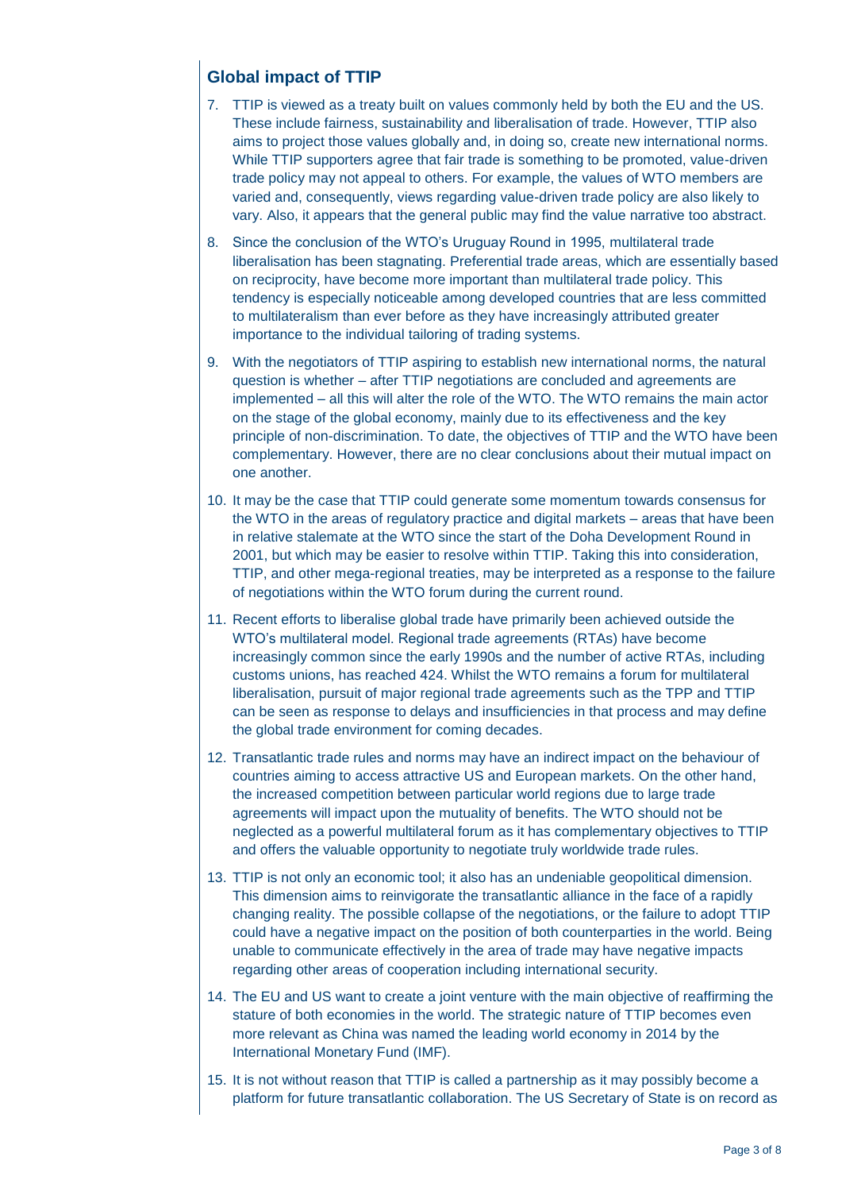## Global impact of TTIP

7. TTIP is viewed as a treaty built on values commonly held by both the EU and the US. These include fairness, sustainability and liberalisation of trade. However, TTIP also aims to project those values globally and, in doing so, create new international norms. While TTIP supporters agree that fair trade is something to be promoted, value-driven trade policy may not appeal to others. For example, the values of WTO members are varied and, consequently, views regarding value-driven trade policy are also likely to vary. Also, it appears that the general public may find the value narrative too abstract.

8. Since the conclusion of the WTO's Uruguay Round in 1995, multilateral trade liberalisation has been stagnating. Preferential trade areas, which are essentially based on reciprocity, have become more important than multilateral trade policy. This tendency is especially noticeable among developed countries that are less committed to multilateralism than ever before as they have increasingly attributed greater importance to the individual tailoring of trading systems.

9. With the negotiators of TTIP aspiring to establish new international norms, the natural question is whether – after TTIP negotiations are concluded and agreements are implemented – all this will alter the role of the WTO. The WTO remains the main actor on the stage of the global economy, mainly due to its effectiveness and the key principle of non-discrimination. To date, the objectives of TTIP and the WTO have been complementary. However, there are no clear conclusions about their mutual impact on one another.

10. It may be the case that TTIP could generate some momentum towards consensus for the WTO in the areas of regulatory practice and digital markets – areas that have been in relative stalemate at the WTO since the start of the Doha Development Round in 2001, but which may be easier to resolve within TTIP. Taking this into consideration, TTIP, and other mega-regional treaties, may be interpreted as a response to the failure of negotiations within the WTO forum during the current round.

11. Recent efforts to liberalise global trade have primarily been achieved outside the WTO's multilateral model. Regional trade agreements (RTAs) have become increasingly common since the early 1990s and the number of active RTAs, including customs unions, has reached 424. Whilst the WTO remains a forum for multilateral liberalisation, pursuit of major regional trade agreements such as the TPP and TTIP can be seen as response to delays and insufficiencies in that process and may define the global trade environment for coming decades.

12. Transatlantic trade rules and norms may have an indirect impact on the behaviour of countries aiming to access attractive US and European markets. On the other hand, the increased competition between particular world regions due to large trade agreements will impact upon the mutuality of benefits. The WTO should not be neglected as a powerful multilateral forum as it has complementary objectives to TTIP and offers the valuable opportunity to negotiate truly worldwide trade rules.

13. TTIP is not only an economic tool; it also has an undeniable geopolitical dimension. This dimension aims to reinvigorate the transatlantic alliance in the face of a rapidly changing reality. The possible collapse of the negotiations, or the failure to adopt TTIP could have a negative impact on the position of both counterparties in the world. Being unable to communicate effectively in the area of trade may have negative impacts regarding other areas of cooperation including international security.

14. The EU and US want to create a joint venture with the main objective of reaffirming the stature of both economies in the world. The strategic nature of TTIP becomes even more relevant as China was named the leading world economy in 2014 by the International Monetary Fund (IMF).

15. It is not without reason that TTIP is called a partnership as it may possibly become a platform for future transatlantic collaboration. The US Secretary of State is on record as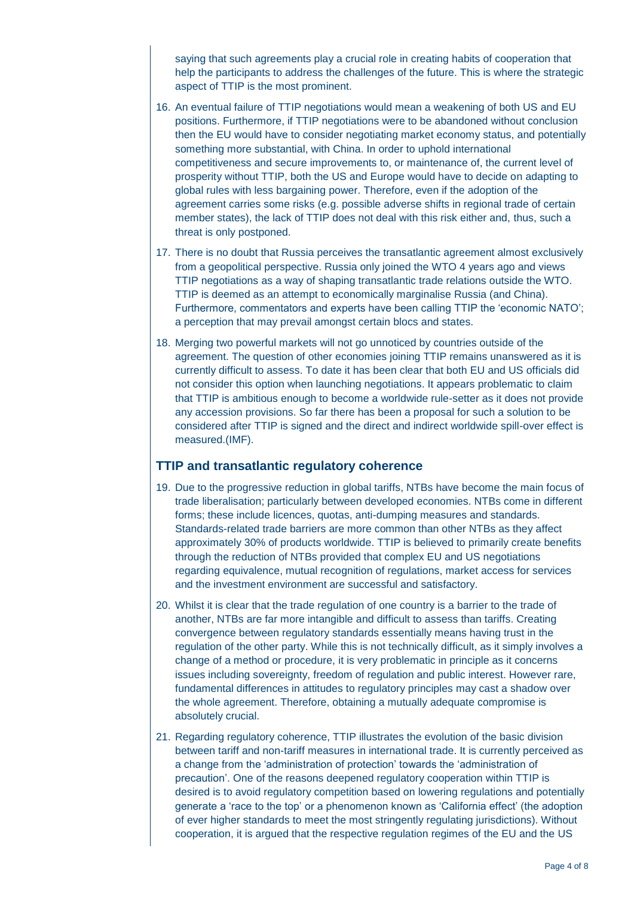saying that such agreements play a crucial role in creating habits of cooperation that help the participants to address the challenges of the future. This is where the strategic aspect of TTIP is the most prominent.

16. An eventual failure of TTIP negotiations would mean a weakening of both US and EU positions. Furthermore, if TTIP negotiations were to be abandoned without conclusion then the EU would have to consider negotiating market economy status, and potentially something more substantial, with China. In order to uphold international competitiveness and secure improvements to, or maintenance of, the current level of prosperity without TTIP, both the US and Europe would have to decide on adapting to global rules with less bargaining power. Therefore, even if the adoption of the agreement carries some risks (e.g. possible adverse shifts in regional trade of certain member states), the lack of TTIP does not deal with this risk either and, thus, such a threat is only postponed.

17. There is no doubt that Russia perceives the transatlantic agreement almost exclusively from a geopolitical perspective. Russia only joined the WTO 4 years ago and views TTIP negotiations as a way of shaping transatlantic trade relations outside the WTO. TTIP is deemed as an attempt to economically marginalise Russia (and China). Furthermore, commentators and experts have been calling TTIP the 'economic NATO'; a perception that may prevail amongst certain blocs and states.

18. Merging two powerful markets will not go unnoticed by countries outside of the agreement. The question of other economies joining TTIP remains unanswered as it is currently difficult to assess. To date it has been clear that both EU and US officials did not consider this option when launching negotiations. It appears problematic to claim that TTIP is ambitious enough to become a worldwide rule-setter as it does not provide any accession provisions. So far there has been a proposal for such a solution to be considered after TTIP is signed and the direct and indirect worldwide spill-over effect is measured.(IMF).

## TTIP and transatlantic regulatory coherence

19. Due to the progressive reduction in global tariffs, NTBs have become the main focus of trade liberalisation; particularly between developed economies. NTBs come in different forms; these include licences, quotas, anti-dumping measures and standards. Standards-related trade barriers are more common than other NTBs as they affect approximately 30% of products worldwide. TTIP is believed to primarily create benefits through the reduction of NTBs provided that complex EU and US negotiations regarding equivalence, mutual recognition of regulations, market access for services and the investment environment are successful and satisfactory.

20. Whilst it is clear that the trade regulation of one country is a barrier to the trade of another, NTBs are far more intangible and difficult to assess than tariffs. Creating convergence between regulatory standards essentially means having trust in the regulation of the other party. While this is not technically difficult, as it simply involves a change of a method or procedure, it is very problematic in principle as it concerns issues including sovereignty, freedom of regulation and public interest. However rare, fundamental differences in attitudes to regulatory principles may cast a shadow over the whole agreement. Therefore, obtaining a mutually adequate compromise is absolutely crucial.

21. Regarding regulatory coherence, TTIP illustrates the evolution of the basic division between tariff and non-tariff measures in international trade. It is currently perceived as a change from the 'administration of protection' towards the 'administration of precaution'. One of the reasons deepened regulatory cooperation within TTIP is desired is to avoid regulatory competition based on lowering regulations and potentially generate a 'race to the top' or a phenomenon known as 'California effect' (the adoption of ever higher standards to meet the most stringently regulating jurisdictions). Without cooperation, it is argued that the respective regulation regimes of the EU and the US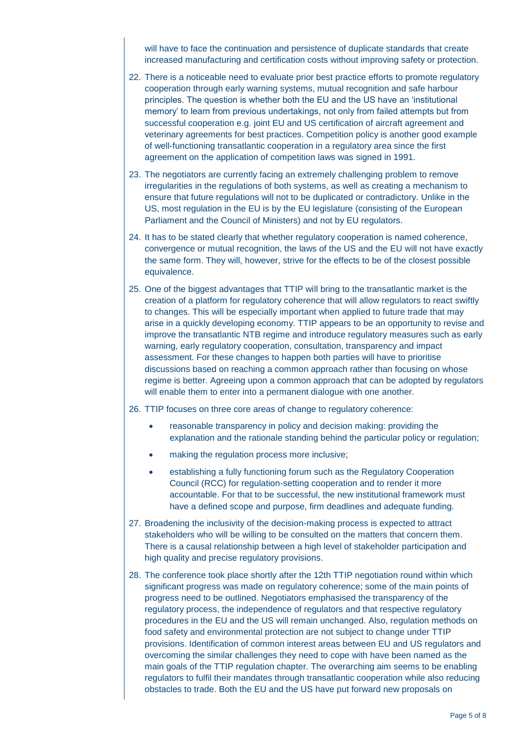will have to face the continuation and persistence of duplicate standards that create increased manufacturing and certification costs without improving safety or protection.

22. There is a noticeable need to evaluate prior best practice efforts to promote regulatory cooperation through early warning systems, mutual recognition and safe harbour principles. The question is whether both the EU and the US have an 'institutional memory' to learn from previous undertakings, not only from failed attempts but from successful cooperation e.g. joint EU and US certification of aircraft agreement and veterinary agreements for best practices. Competition policy is another good example of well-functioning transatlantic cooperation in a regulatory area since the first agreement on the application of competition laws was signed in 1991.

23. The negotiators are currently facing an extremely challenging problem to remove irregularities in the regulations of both systems, as well as creating a mechanism to ensure that future regulations will not to be duplicated or contradictory. Unlike in the US, most regulation in the EU is by the EU legislature (consisting of the European Parliament and the Council of Ministers) and not by EU regulators.

24. It has to be stated clearly that whether regulatory cooperation is named coherence, convergence or mutual recognition, the laws of the US and the EU will not have exactly the same form. They will, however, strive for the effects to be of the closest possible equivalence.

25. One of the biggest advantages that TTIP will bring to the transatlantic market is the creation of a platform for regulatory coherence that will allow regulators to react swiftly to changes. This will be especially important when applied to future trade that may arise in a quickly developing economy. TTIP appears to be an opportunity to revise and improve the transatlantic NTB regime and introduce regulatory measures such as early warning, early regulatory cooperation, consultation, transparency and impact assessment. For these changes to happen both parties will have to prioritise discussions based on reaching a common approach rather than focusing on whose regime is better. Agreeing upon a common approach that can be adopted by regulators will enable them to enter into a permanent dialogue with one another.

26. TTIP focuses on three core areas of change to regulatory coherence:

    - reasonable transparency in policy and decision making: providing the explanation and the rationale standing behind the particular policy or regulation;
    - making the regulation process more inclusive;
    - establishing a fully functioning forum such as the Regulatory Cooperation Council (RCC) for regulation-setting cooperation and to render it more accountable. For that to be successful, the new institutional framework must have a defined scope and purpose, firm deadlines and adequate funding.

27. Broadening the inclusivity of the decision-making process is expected to attract stakeholders who will be willing to be consulted on the matters that concern them. There is a causal relationship between a high level of stakeholder participation and high quality and precise regulatory provisions.

28. The conference took place shortly after the 12th TTIP negotiation round within which significant progress was made on regulatory coherence; some of the main points of progress need to be outlined. Negotiators emphasised the transparency of the regulatory process, the independence of regulators and that respective regulatory procedures in the EU and the US will remain unchanged. Also, regulation methods on food safety and environmental protection are not subject to change under TTIP provisions. Identification of common interest areas between EU and US regulators and overcoming the similar challenges they need to cope with have been named as the main goals of the TTIP regulation chapter. The overarching aim seems to be enabling regulators to fulfil their mandates through transatlantic cooperation while also reducing obstacles to trade. Both the EU and the US have put forward new proposals on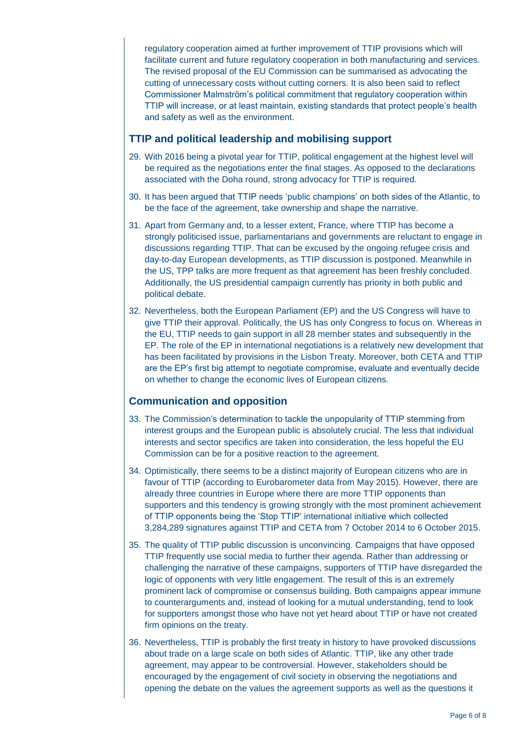regulatory cooperation aimed at further improvement of TTIP provisions which will facilitate current and future regulatory cooperation in both manufacturing and services. The revised proposal of the EU Commission can be summarised as advocating the cutting of unnecessary costs without cutting corners. It is also been said to reflect Commissioner Malmström's political commitment that regulatory cooperation within TTIP will increase, or at least maintain, existing standards that protect people's health and safety as well as the environment.

## TTIP and political leadership and mobilising support

29. With 2016 being a pivotal year for TTIP, political engagement at the highest level will be required as the negotiations enter the final stages. As opposed to the declarations associated with the Doha round, strong advocacy for TTIP is required.

30. It has been argued that TTIP needs 'public champions' on both sides of the Atlantic, to be the face of the agreement, take ownership and shape the narrative.

31. Apart from Germany and, to a lesser extent, France, where TTIP has become a strongly politicised issue, parliamentarians and governments are reluctant to engage in discussions regarding TTIP. That can be excused by the ongoing refugee crisis and day-to-day European developments, as TTIP discussion is postponed. Meanwhile in the US, TPP talks are more frequent as that agreement has been freshly concluded. Additionally, the US presidential campaign currently has priority in both public and political debate.

32. Nevertheless, both the European Parliament (EP) and the US Congress will have to give TTIP their approval. Politically, the US has only Congress to focus on. Whereas in the EU, TTIP needs to gain support in all 28 member states and subsequently in the EP. The role of the EP in international negotiations is a relatively new development that has been facilitated by provisions in the Lisbon Treaty. Moreover, both CETA and TTIP are the EP's first big attempt to negotiate compromise, evaluate and eventually decide on whether to change the economic lives of European citizens.

## Communication and opposition

33. The Commission's determination to tackle the unpopularity of TTIP stemming from interest groups and the European public is absolutely crucial. The less that individual interests and sector specifics are taken into consideration, the less hopeful the EU Commission can be for a positive reaction to the agreement.

34. Optimistically, there seems to be a distinct majority of European citizens who are in favour of TTIP (according to Eurobarometer data from May 2015). However, there are already three countries in Europe where there are more TTIP opponents than supporters and this tendency is growing strongly with the most prominent achievement of TTIP opponents being the 'Stop TTIP' international initiative which collected 3,284,289 signatures against TTIP and CETA from 7 October 2014 to 6 October 2015.

35. The quality of TTIP public discussion is unconvincing. Campaigns that have opposed TTIP frequently use social media to further their agenda. Rather than addressing or challenging the narrative of these campaigns, supporters of TTIP have disregarded the logic of opponents with very little engagement. The result of this is an extremely prominent lack of compromise or consensus building. Both campaigns appear immune to counterarguments and, instead of looking for a mutual understanding, tend to look for supporters amongst those who have not yet heard about TTIP or have not created firm opinions on the treaty.

36. Nevertheless, TTIP is probably the first treaty in history to have provoked discussions about trade on a large scale on both sides of Atlantic. TTIP, like any other trade agreement, may appear to be controversial. However, stakeholders should be encouraged by the engagement of civil society in observing the negotiations and opening the debate on the values the agreement supports as well as the questions it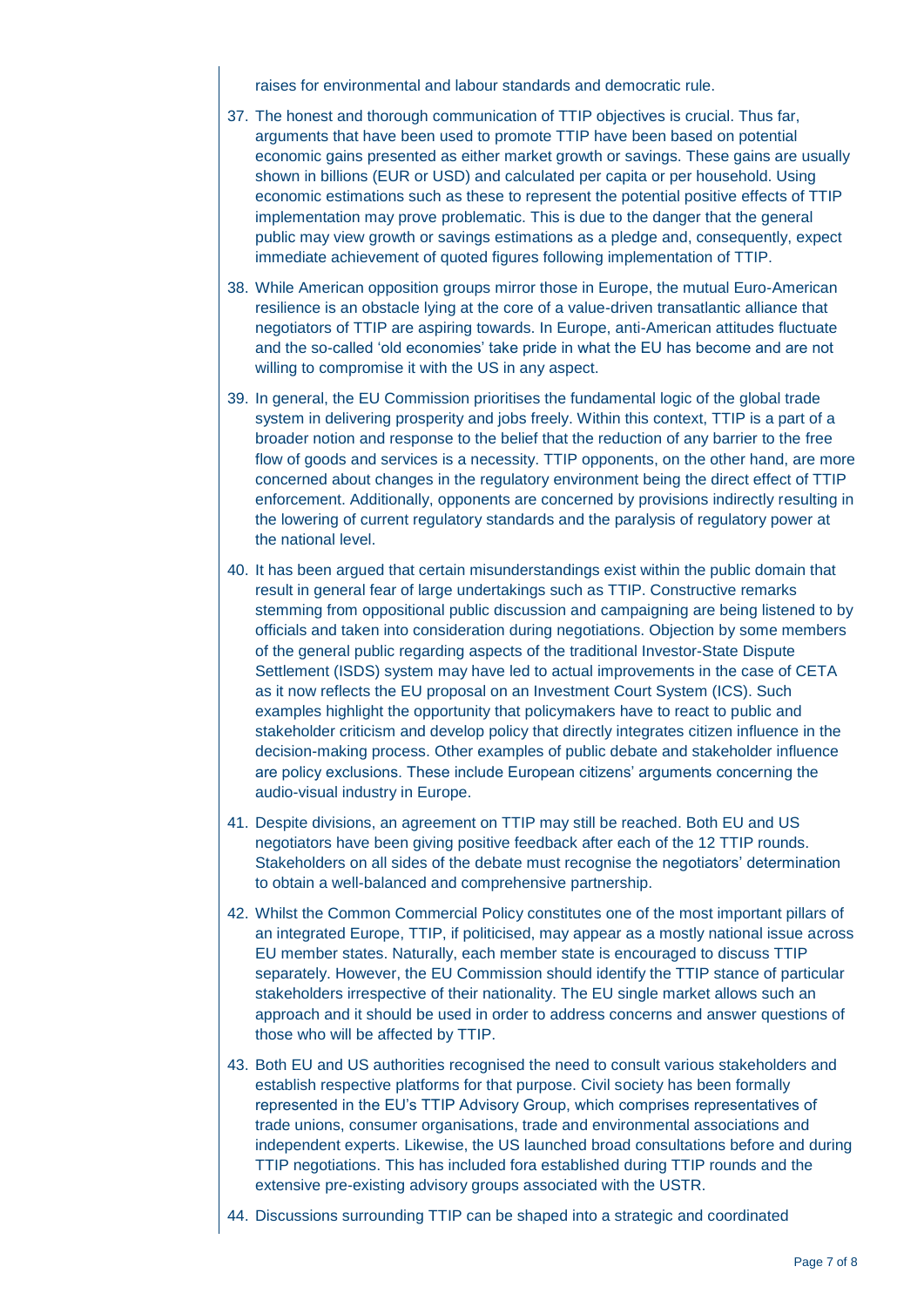raises for environmental and labour standards and democratic rule.

37. The honest and thorough communication of TTIP objectives is crucial. Thus far, arguments that have been used to promote TTIP have been based on potential economic gains presented as either market growth or savings. These gains are usually shown in billions (EUR or USD) and calculated per capita or per household. Using economic estimations such as these to represent the potential positive effects of TTIP implementation may prove problematic. This is due to the danger that the general public may view growth or savings estimations as a pledge and, consequently, expect immediate achievement of quoted figures following implementation of TTIP.

38. While American opposition groups mirror those in Europe, the mutual Euro-American resilience is an obstacle lying at the core of a value-driven transatlantic alliance that negotiators of TTIP are aspiring towards. In Europe, anti-American attitudes fluctuate and the so-called 'old economies' take pride in what the EU has become and are not willing to compromise it with the US in any aspect.

39. In general, the EU Commission prioritises the fundamental logic of the global trade system in delivering prosperity and jobs freely. Within this context, TTIP is a part of a broader notion and response to the belief that the reduction of any barrier to the free flow of goods and services is a necessity. TTIP opponents, on the other hand, are more concerned about changes in the regulatory environment being the direct effect of TTIP enforcement. Additionally, opponents are concerned by provisions indirectly resulting in the lowering of current regulatory standards and the paralysis of regulatory power at the national level.

40. It has been argued that certain misunderstandings exist within the public domain that result in general fear of large undertakings such as TTIP. Constructive remarks stemming from oppositional public discussion and campaigning are being listened to by officials and taken into consideration during negotiations. Objection by some members of the general public regarding aspects of the traditional Investor-State Dispute Settlement (ISDS) system may have led to actual improvements in the case of CETA as it now reflects the EU proposal on an Investment Court System (ICS). Such examples highlight the opportunity that policymakers have to react to public and stakeholder criticism and develop policy that directly integrates citizen influence in the decision-making process. Other examples of public debate and stakeholder influence are policy exclusions. These include European citizens' arguments concerning the audio-visual industry in Europe.

41. Despite divisions, an agreement on TTIP may still be reached. Both EU and US negotiators have been giving positive feedback after each of the 12 TTIP rounds. Stakeholders on all sides of the debate must recognise the negotiators' determination to obtain a well-balanced and comprehensive partnership.

42. Whilst the Common Commercial Policy constitutes one of the most important pillars of an integrated Europe, TTIP, if politicised, may appear as a mostly national issue across EU member states. Naturally, each member state is encouraged to discuss TTIP separately. However, the EU Commission should identify the TTIP stance of particular stakeholders irrespective of their nationality. The EU single market allows such an approach and it should be used in order to address concerns and answer questions of those who will be affected by TTIP.

43. Both EU and US authorities recognised the need to consult various stakeholders and establish respective platforms for that purpose. Civil society has been formally represented in the EU's TTIP Advisory Group, which comprises representatives of trade unions, consumer organisations, trade and environmental associations and independent experts. Likewise, the US launched broad consultations before and during TTIP negotiations. This has included fora established during TTIP rounds and the extensive pre-existing advisory groups associated with the USTR.

44. Discussions surrounding TTIP can be shaped into a strategic and coordinated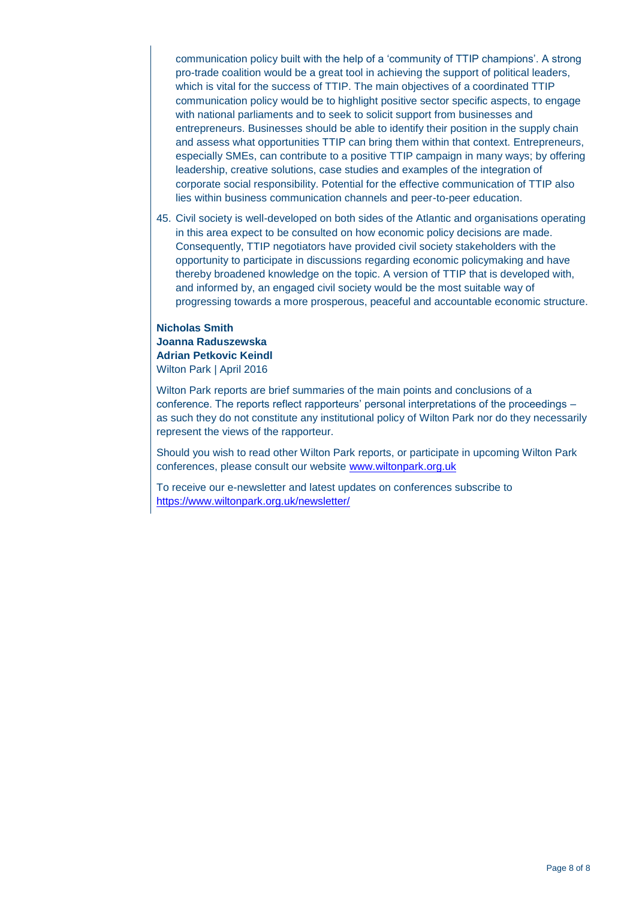communication policy built with the help of a 'community of TTIP champions'. A strong pro-trade coalition would be a great tool in achieving the support of political leaders, which is vital for the success of TTIP. The main objectives of a coordinated TTIP communication policy would be to highlight positive sector specific aspects, to engage with national parliaments and to seek to solicit support from businesses and entrepreneurs. Businesses should be able to identify their position in the supply chain and assess what opportunities TTIP can bring them within that context. Entrepreneurs, especially SMEs, can contribute to a positive TTIP campaign in many ways; by offering leadership, creative solutions, case studies and examples of the integration of corporate social responsibility. Potential for the effective communication of TTIP also lies within business communication channels and peer-to-peer education.

45. Civil society is well-developed on both sides of the Atlantic and organisations operating in this area expect to be consulted on how economic policy decisions are made. Consequently, TTIP negotiators have provided civil society stakeholders with the opportunity to participate in discussions regarding economic policymaking and have thereby broadened knowledge on the topic. A version of TTIP that is developed with, and informed by, an engaged civil society would be the most suitable way of progressing towards a more prosperous, peaceful and accountable economic structure.

**Nicholas Smith**
**Joanna Raduszewska**
**Adrian Petkovic Keindl**
Wilton Park | April 2016

Wilton Park reports are brief summaries of the main points and conclusions of a conference. The reports reflect rapporteurs' personal interpretations of the proceedings – as such they do not constitute any institutional policy of Wilton Park nor do they necessarily represent the views of the rapporteur.

Should you wish to read other Wilton Park reports, or participate in upcoming Wilton Park conferences, please consult our website www.wiltonpark.org.uk

To receive our e-newsletter and latest updates on conferences subscribe to https://www.wiltonpark.org.uk/newsletter/